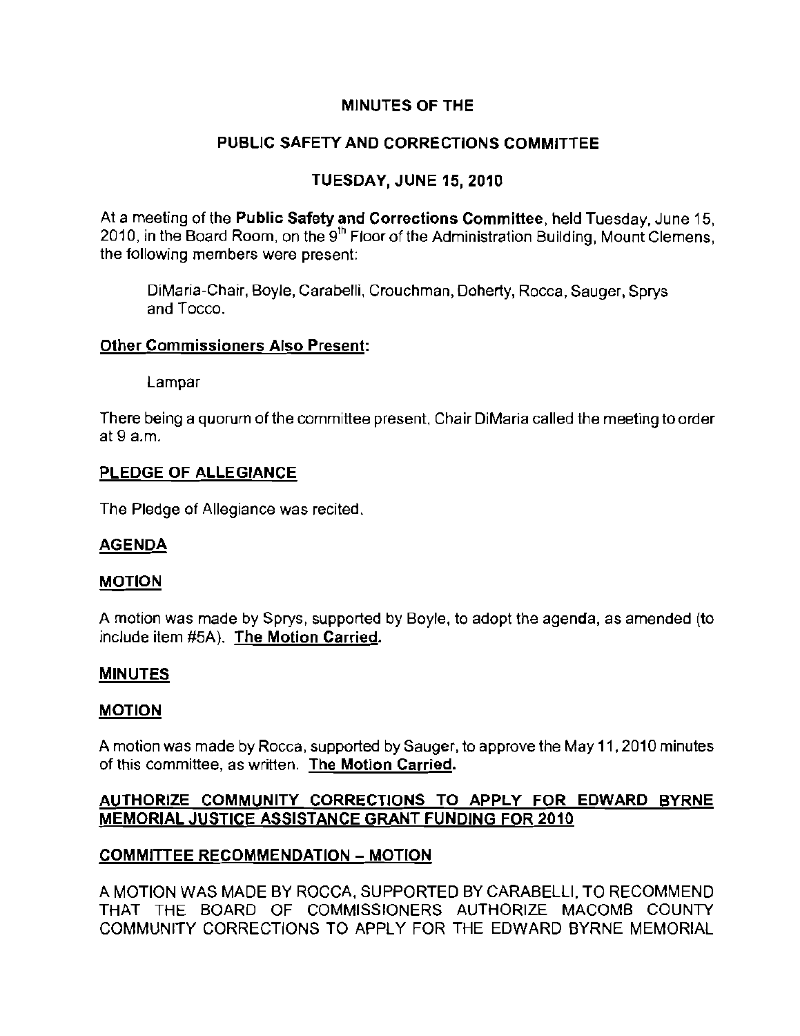# MINUTES OF THE

## PUBLIC SAFETY AND CORRECTIONS COMMITTEE

## TUESDAY, JUNE 15, 2010

At a meeting of the **Public Safety and Corrections Committee**, held Tuesday, June 15, 2010, in the Board Room, on the 9th Floor of the Administration Building, Mount Clemens, the following members were present:

DiMaria-Chair, Boyle, Carabelli, Crouchman, Doherty, Rocca, Sauger, Sprys and Tocco.

**Other Commissioners Also Present:**

Lampar

There being a quorum of the committee present, Chair DiMaria called the meeting to order at 9 a.m.

**PLEDGE OF ALLEGIANCE**

The Pledge of Allegiance was recited.

**AGENDA**

**MOTION**

A motion was made by Sprys, supported by Boyle, to adopt the agenda, as amended (to include item #5A). **The Motion Carried.**

**MINUTES**

**MOTION**

A motion was made by Rocca, supported by Sauger, to approve the May 11, 2010 minutes of this committee, as written. **The Motion Carried.**

**AUTHORIZE COMMUNITY CORRECTIONS TO APPLY FOR EDWARD BYRNE MEMORIAL JUSTICE ASSISTANCE GRANT FUNDING FOR 2010**

**COMMITTEE RECOMMENDATION – MOTION**

A MOTION WAS MADE BY ROCCA, SUPPORTED BY CARABELLI, TO RECOMMEND THAT THE BOARD OF COMMISSIONERS AUTHORIZE MACOMB COUNTY COMMUNITY CORRECTIONS TO APPLY FOR THE EDWARD BYRNE MEMORIAL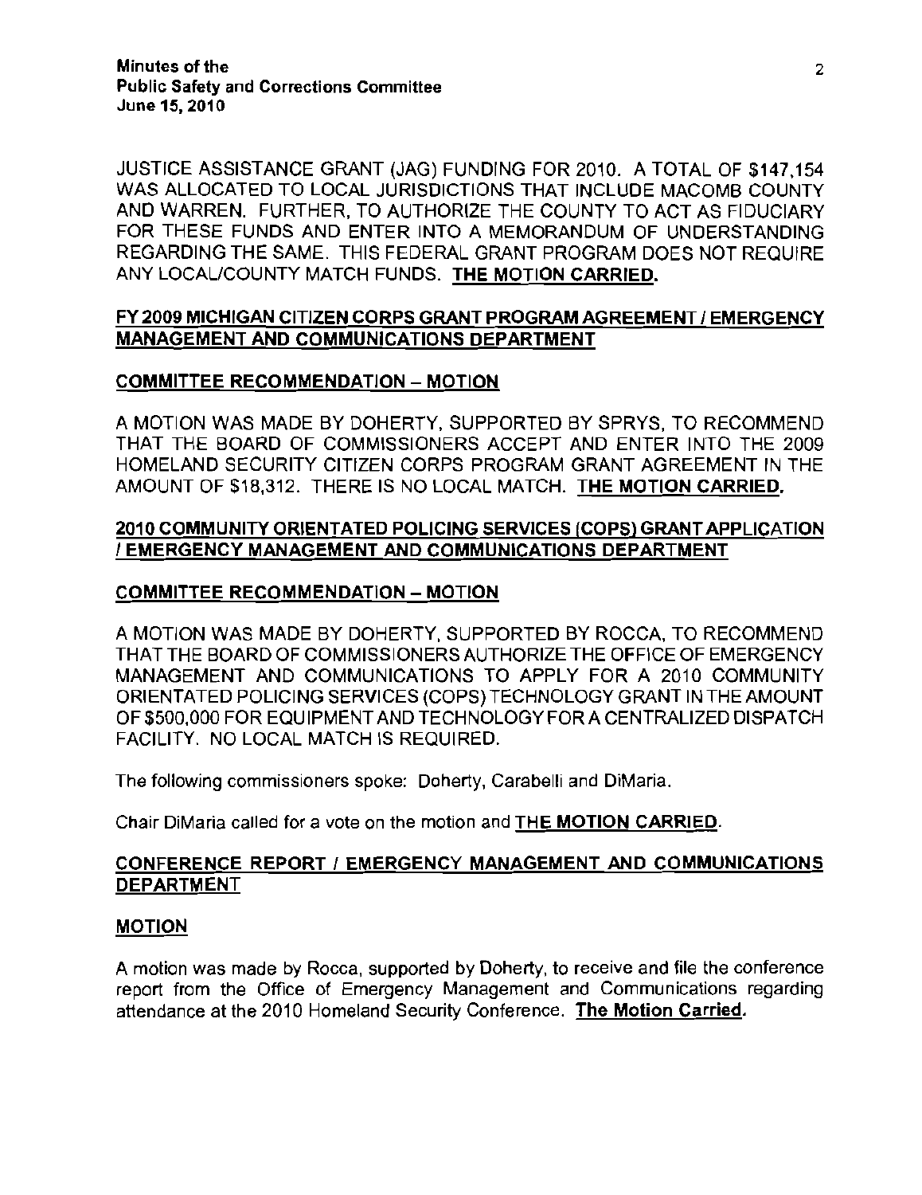JUSTICE ASSISTANCE GRANT (JAG) FUNDING FOR 2010. A TOTAL OF $147,154 WAS ALLOCATED TO LOCAL JURISDICTIONS THAT INCLUDE MACOMB COUNTY AND WARREN. FURTHER, TO AUTHORIZE THE COUNTY TO ACT AS FIDUCIARY FOR THESE FUNDS AND ENTER INTO A MEMORANDUM OF UNDERSTANDING REGARDING THE SAME. THIS FEDERAL GRANT PROGRAM DOES NOT REQUIRE ANY LOCAL/COUNTY MATCH FUNDS. **THE MOTION CARRIED.**

**FY 2009 MICHIGAN CITIZEN CORPS GRANT PROGRAM AGREEMENT / EMERGENCY MANAGEMENT AND COMMUNICATIONS DEPARTMENT**

**COMMITTEE RECOMMENDATION – MOTION**

A MOTION WAS MADE BY DOHERTY, SUPPORTED BY SPRYS, TO RECOMMEND THAT THE BOARD OF COMMISSIONERS ACCEPT AND ENTER INTO THE 2009 HOMELAND SECURITY CITIZEN CORPS PROGRAM GRANT AGREEMENT IN THE AMOUNT OF $18,312. THERE IS NO LOCAL MATCH. **THE MOTION CARRIED.**

**2010 COMMUNITY ORIENTATED POLICING SERVICES (COPS) GRANT APPLICATION / EMERGENCY MANAGEMENT AND COMMUNICATIONS DEPARTMENT**

**COMMITTEE RECOMMENDATION – MOTION**

A MOTION WAS MADE BY DOHERTY, SUPPORTED BY ROCCA, TO RECOMMEND THAT THE BOARD OF COMMISSIONERS AUTHORIZE THE OFFICE OF EMERGENCY MANAGEMENT AND COMMUNICATIONS TO APPLY FOR A 2010 COMMUNITY ORIENTATED POLICING SERVICES (COPS) TECHNOLOGY GRANT IN THE AMOUNT OF $500,000 FOR EQUIPMENT AND TECHNOLOGY FOR A CENTRALIZED DISPATCH FACILITY. NO LOCAL MATCH IS REQUIRED.

The following commissioners spoke: Doherty, Carabelli and DiMaria.

Chair DiMaria called for a vote on the motion and **THE MOTION CARRIED.**

**CONFERENCE REPORT / EMERGENCY MANAGEMENT AND COMMUNICATIONS DEPARTMENT**

**MOTION**

A motion was made by Rocca, supported by Doherty, to receive and file the conference report from the Office of Emergency Management and Communications regarding attendance at the 2010 Homeland Security Conference. **The Motion Carried.**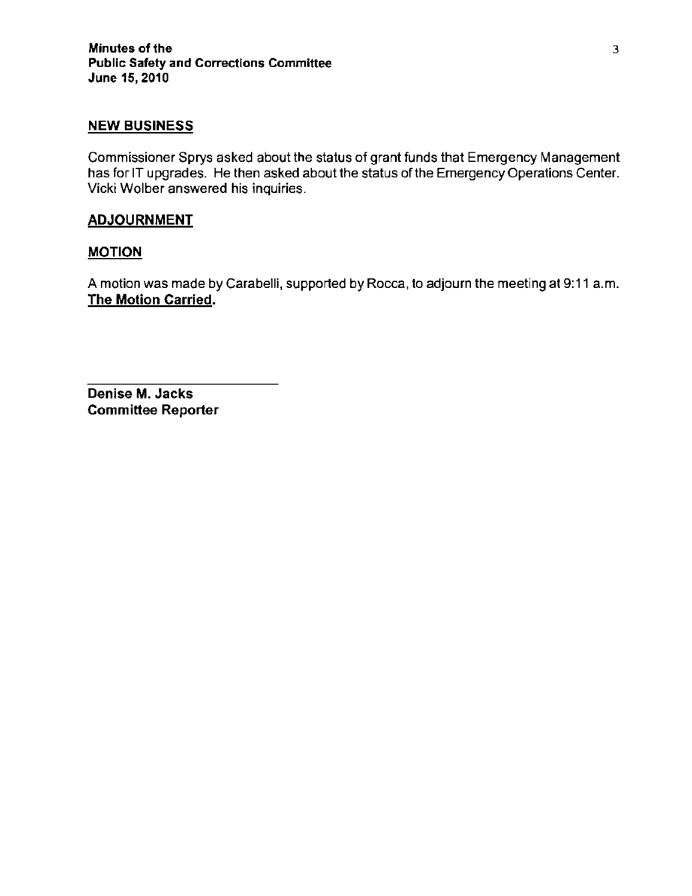## NEW BUSINESS

Commissioner Sprys asked about the status of grant funds that Emergency Management has for IT upgrades. He then asked about the status of the Emergency Operations Center. Vicki Wolber answered his inquiries.

## ADJOURNMENT

### MOTION

A motion was made by Carabelli, supported by Rocca, to adjourn the meeting at 9:11 a.m. **The Motion Carried.**

\_\_\_\_\_\_\_\_\_\_\_\_\_\_\_\_\_\_\_\_\_\_\_\_

**Denise M. Jacks**
**Committee Reporter**